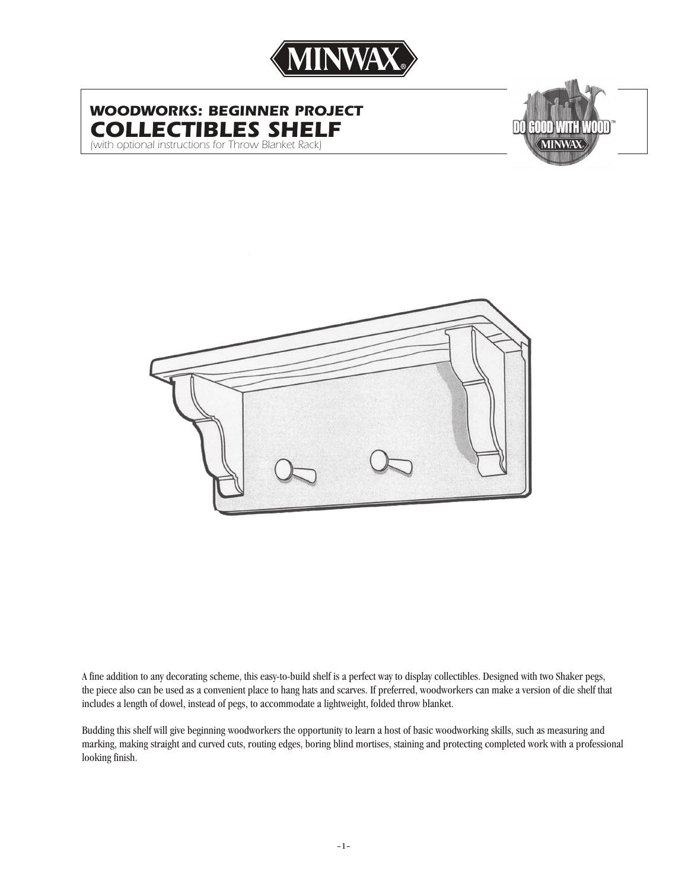# MINWAX

## WOODWORKS: BEGINNER PROJECT

# COLLECTIBLES SHELF

*(with optional instructions for Throw Blanket Rack)*

A fine addition to any decorating scheme, this easy-to-build shelf is a perfect way to display collectibles. Designed with two Shaker pegs, the piece also can be used as a convenient place to hang hats and scarves. If preferred, woodworkers can make a version of die shelf that includes a length of dowel, instead of pegs, to accommodate a lightweight, folded throw blanket.

Budding this shelf will give beginning woodworkers the opportunity to learn a host of basic woodworking skills, such as measuring and marking, making straight and curved cuts, routing edges, boring blind mortises, staining and protecting completed work with a professional looking finish.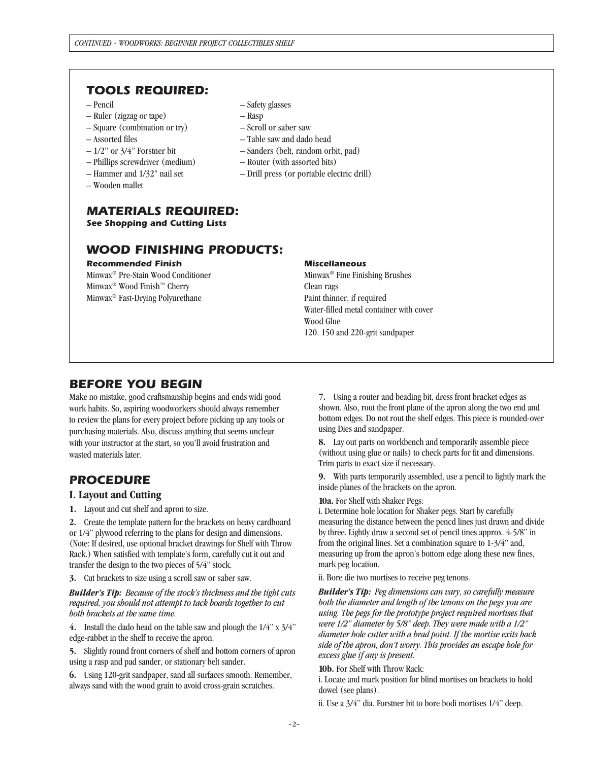## TOOLS REQUIRED:

– Pencil
– Ruler (zigzag or tape)
– Square (combination or try)
– Assorted files
– 1/2" or 3/4" Forstner bit
– Phillips screwdriver (medium)
– Hammer and 1/32" nail set
– Wooden mallet
– Safety glasses
– Rasp
– Scroll or saber saw
– Table saw and dado head
– Sanders (belt, random orbit, pad)
– Router (with assorted bits)
– Drill press (or portable electric drill)

## MATERIALS REQUIRED:

***See Shopping and Cutting Lists***

## WOOD FINISHING PRODUCTS:

***Recommended Finish***

Minwax® Pre-Stain Wood Conditioner
Minwax® Wood Finish™ Cherry
Minwax® Fast-Drying Polyurethane

***Miscellaneous***

Minwax® Fine Finishing Brushes
Clean rags
Paint thinner, if required
Water-filled metal container with cover
Wood Glue
120. 150 and 220-grit sandpaper

## BEFORE YOU BEGIN

Make no mistake, good craftsmanship begins and ends widi good work habits. So, aspiring woodworkers should always remember to review the plans for every project before picking up any tools or purchasing materials. Also, discuss anything that seems unclear with your instructor at the start, so you'll avoid frustration and wasted materials later.

## PROCEDURE

### I. Layout and Cutting

**1.** Layout and cut shelf and apron to size.

**2.** Create the template pattern for the brackets on heavy cardboard or 1/4" plywood referring to the plans for design and dimensions. (Note: If desired, use optional bracket drawings for Shelf with Throw Rack.) When satisfied with template's form, carefully cut it out and transfer the design to the two pieces of 5/4" stock.

**3.** Cut brackets to size using a scroll saw or saber saw.

***Builder's Tip:*** *Because of the stock's thickness and the tight cuts required, you should not attempt to tack boards together to cut both brackets at the same time.*

**4.** Install the dado head on the table saw and plough the 1/4" x 3/4" edge-rabbet in the shelf to receive the apron.

**5.** Slightly round front corners of shelf and bottom corners of apron using a rasp and pad sander, or stationary belt sander.

**6.** Using 120-grit sandpaper, sand all surfaces smooth. Remember, always sand with the wood grain to avoid cross-grain scratches.

**7.** Using a router and beading bit, dress front bracket edges as shown. Also, rout the front plane of the apron along the two end and bottom edges. Do not rout the shelf edges. This piece is rounded-over using Dies and sandpaper.

**8.** Lay out parts on workbench and temporarily assemble piece (without using glue or nails) to check parts for fit and dimensions. Trim parts to exact size if necessary.

**9.** With parts temporarily assembled, use a pencil to lightly mark the inside planes of the brackets on the apron.

**10a.** For Shelf with Shaker Pegs:

i. Determine hole location for Shaker pegs. Start by carefully measuring the distance between the pencd lines just drawn and divide by three. Lightly draw a second set of pencil tines approx. 4-5/8" in from the original lines. Set a combination square to 1-3/4" and, measuring up from the apron's bottom edge along these new fines, mark peg location.

ii. Bore die two mortises to receive peg tenons.

***Builder's Tip:*** *Peg dimensions can vary, so carefully measure both the diameter and length of the tenons on the pegs you are using. The pegs for the prototype project required mortises that were 1/2" diameter by 5/8" deep. They were made with a 1/2" diameter hole cutter with a brad point. If the mortise exits back side of the apron, don't worry. This provides an escape hole for excess glue if any is present.*

**10b.** For Shelf with Throw Rack:

i. Locate and mark position for blind mortises on brackets to hold dowel (see plans).

ii. Use a 3/4" dia. Forstner bit to bore bodi mortises 1/4" deep.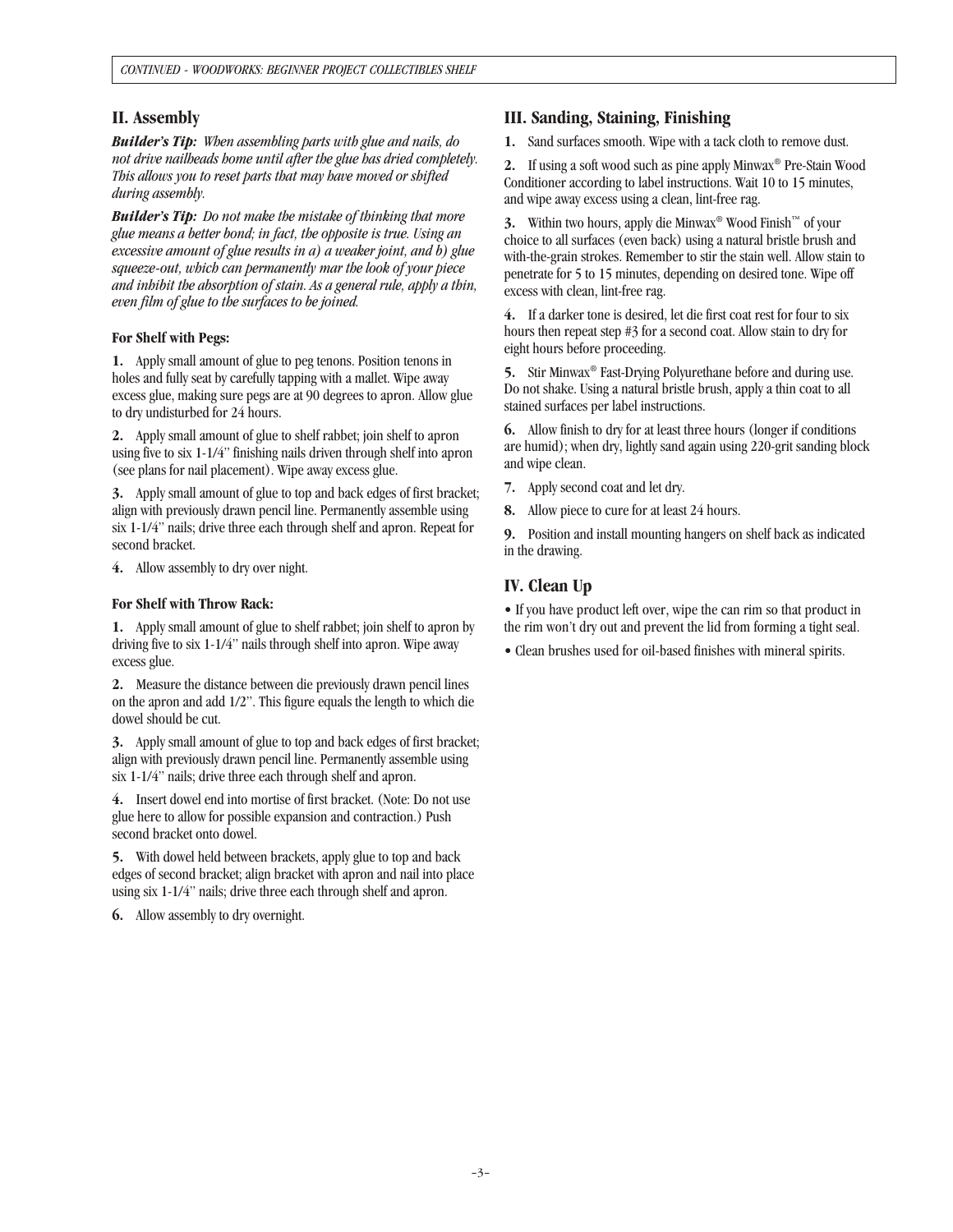## II. Assembly

***Builder's Tip:** When assembling parts with glue and nails, do not drive nailheads home until after the glue has dried completely. This allows you to reset parts that may have moved or shifted during assembly.*

***Builder's Tip:** Do not make the mistake of thinking that more glue means a better bond; in fact, the opposite is true. Using an excessive amount of glue results in a) a weaker joint, and b) glue squeeze-out, which can permanently mar the look of your piece and inhibit the absorption of stain. As a general rule, apply a thin, even film of glue to the surfaces to be joined.*

**For Shelf with Pegs:**

**1.** Apply small amount of glue to peg tenons. Position tenons in holes and fully seat by carefully tapping with a mallet. Wipe away excess glue, making sure pegs are at 90 degrees to apron. Allow glue to dry undisturbed for 24 hours.

**2.** Apply small amount of glue to shelf rabbet; join shelf to apron using five to six 1-1/4" finishing nails driven through shelf into apron (see plans for nail placement). Wipe away excess glue.

**3.** Apply small amount of glue to top and back edges of first bracket; align with previously drawn pencil line. Permanently assemble using six 1-1/4" nails; drive three each through shelf and apron. Repeat for second bracket.

**4.** Allow assembly to dry over night.

**For Shelf with Throw Rack:**

**1.** Apply small amount of glue to shelf rabbet; join shelf to apron by driving five to six 1-1/4" nails through shelf into apron. Wipe away excess glue.

**2.** Measure the distance between die previously drawn pencil lines on the apron and add 1/2". This figure equals the length to which die dowel should be cut.

**3.** Apply small amount of glue to top and back edges of first bracket; align with previously drawn pencil line. Permanently assemble using six 1-1/4" nails; drive three each through shelf and apron.

**4.** Insert dowel end into mortise of first bracket. (Note: Do not use glue here to allow for possible expansion and contraction.) Push second bracket onto dowel.

**5.** With dowel held between brackets, apply glue to top and back edges of second bracket; align bracket with apron and nail into place using six 1-1/4" nails; drive three each through shelf and apron.

**6.** Allow assembly to dry overnight.

## III. Sanding, Staining, Finishing

**1.** Sand surfaces smooth. Wipe with a tack cloth to remove dust.

**2.** If using a soft wood such as pine apply Minwax® Pre-Stain Wood Conditioner according to label instructions. Wait 10 to 15 minutes, and wipe away excess using a clean, lint-free rag.

**3.** Within two hours, apply die Minwax® Wood Finish™ of your choice to all surfaces (even back) using a natural bristle brush and with-the-grain strokes. Remember to stir the stain well. Allow stain to penetrate for 5 to 15 minutes, depending on desired tone. Wipe off excess with clean, lint-free rag.

**4.** If a darker tone is desired, let die first coat rest for four to six hours then repeat step #3 for a second coat. Allow stain to dry for eight hours before proceeding.

**5.** Stir Minwax® Fast-Drying Polyurethane before and during use. Do not shake. Using a natural bristle brush, apply a thin coat to all stained surfaces per label instructions.

**6.** Allow finish to dry for at least three hours (longer if conditions are humid); when dry, lightly sand again using 220-grit sanding block and wipe clean.

**7.** Apply second coat and let dry.

**8.** Allow piece to cure for at least 24 hours.

**9.** Position and install mounting hangers on shelf back as indicated in the drawing.

## IV. Clean Up

- If you have product left over, wipe the can rim so that product in the rim won't dry out and prevent the lid from forming a tight seal.
- Clean brushes used for oil-based finishes with mineral spirits.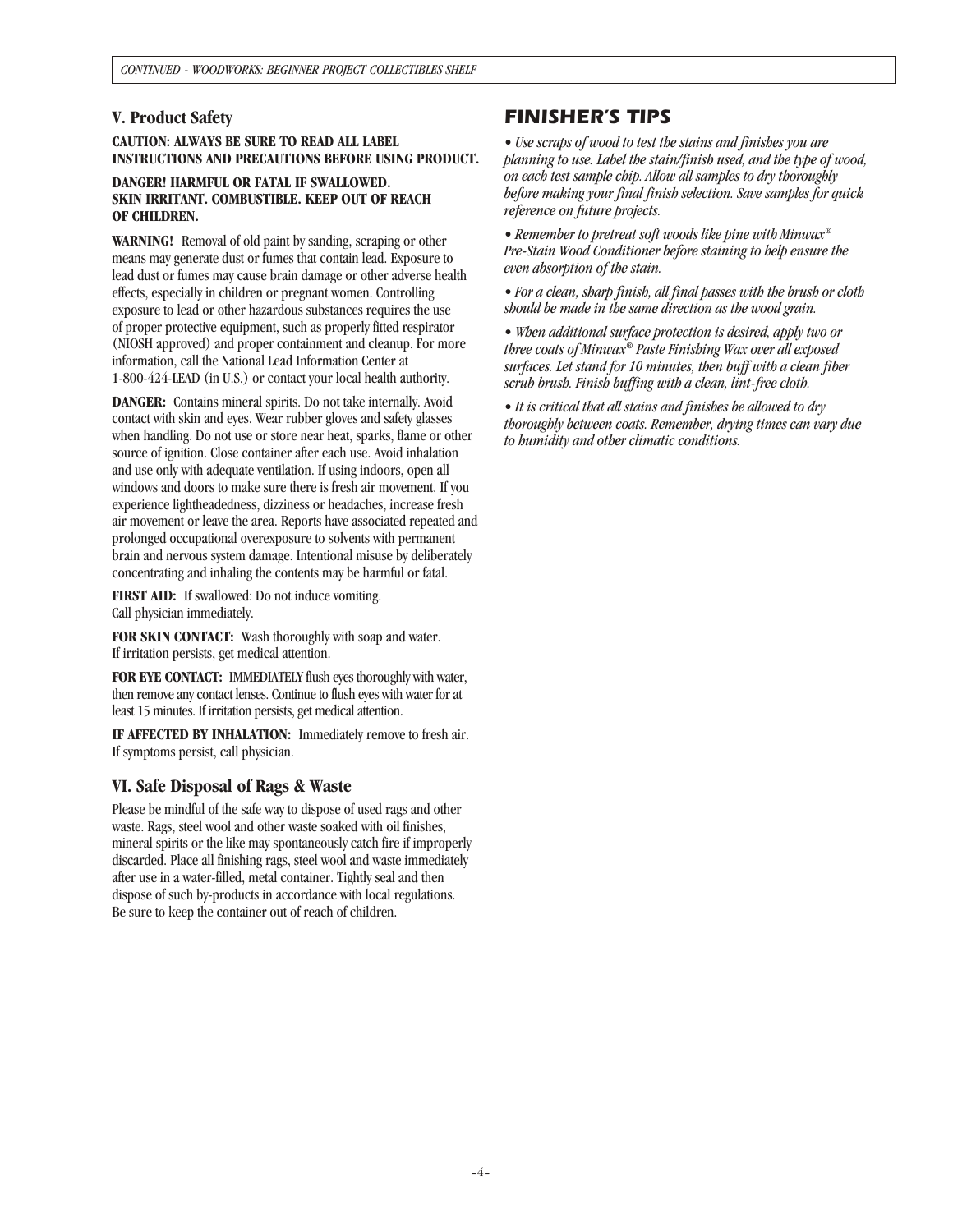## V. Product Safety

**CAUTION: ALWAYS BE SURE TO READ ALL LABEL INSTRUCTIONS AND PRECAUTIONS BEFORE USING PRODUCT.**

**DANGER! HARMFUL OR FATAL IF SWALLOWED. SKIN IRRITANT. COMBUSTIBLE. KEEP OUT OF REACH OF CHILDREN.**

**WARNING!** Removal of old paint by sanding, scraping or other means may generate dust or fumes that contain lead. Exposure to lead dust or fumes may cause brain damage or other adverse health effects, especially in children or pregnant women. Controlling exposure to lead or other hazardous substances requires the use of proper protective equipment, such as properly fitted respirator (NIOSH approved) and proper containment and cleanup. For more information, call the National Lead Information Center at 1-800-424-LEAD (in U.S.) or contact your local health authority.

**DANGER:** Contains mineral spirits. Do not take internally. Avoid contact with skin and eyes. Wear rubber gloves and safety glasses when handling. Do not use or store near heat, sparks, flame or other source of ignition. Close container after each use. Avoid inhalation and use only with adequate ventilation. If using indoors, open all windows and doors to make sure there is fresh air movement. If you experience lightheadedness, dizziness or headaches, increase fresh air movement or leave the area. Reports have associated repeated and prolonged occupational overexposure to solvents with permanent brain and nervous system damage. Intentional misuse by deliberately concentrating and inhaling the contents may be harmful or fatal.

**FIRST AID:** If swallowed: Do not induce vomiting. Call physician immediately.

**FOR SKIN CONTACT:** Wash thoroughly with soap and water. If irritation persists, get medical attention.

**FOR EYE CONTACT:** IMMEDIATELY flush eyes thoroughly with water, then remove any contact lenses. Continue to flush eyes with water for at least 15 minutes. If irritation persists, get medical attention.

**IF AFFECTED BY INHALATION:** Immediately remove to fresh air. If symptoms persist, call physician.

## VI. Safe Disposal of Rags & Waste

Please be mindful of the safe way to dispose of used rags and other waste. Rags, steel wool and other waste soaked with oil finishes, mineral spirits or the like may spontaneously catch fire if improperly discarded. Place all finishing rags, steel wool and waste immediately after use in a water-filled, metal container. Tightly seal and then dispose of such by-products in accordance with local regulations. Be sure to keep the container out of reach of children.

## FINISHER'S TIPS

- *Use scraps of wood to test the stains and finishes you are planning to use. Label the stain/finish used, and the type of wood, on each test sample chip. Allow all samples to dry thoroughly before making your final finish selection. Save samples for quick reference on future projects.*
- *Remember to pretreat soft woods like pine with Minwax® Pre-Stain Wood Conditioner before staining to help ensure the even absorption of the stain.*
- *For a clean, sharp finish, all final passes with the brush or cloth should be made in the same direction as the wood grain.*
- *When additional surface protection is desired, apply two or three coats of Minwax® Paste Finishing Wax over all exposed surfaces. Let stand for 10 minutes, then buff with a clean fiber scrub brush. Finish buffing with a clean, lint-free cloth.*
- *It is critical that all stains and finishes be allowed to dry thoroughly between coats. Remember, drying times can vary due to humidity and other climatic conditions.*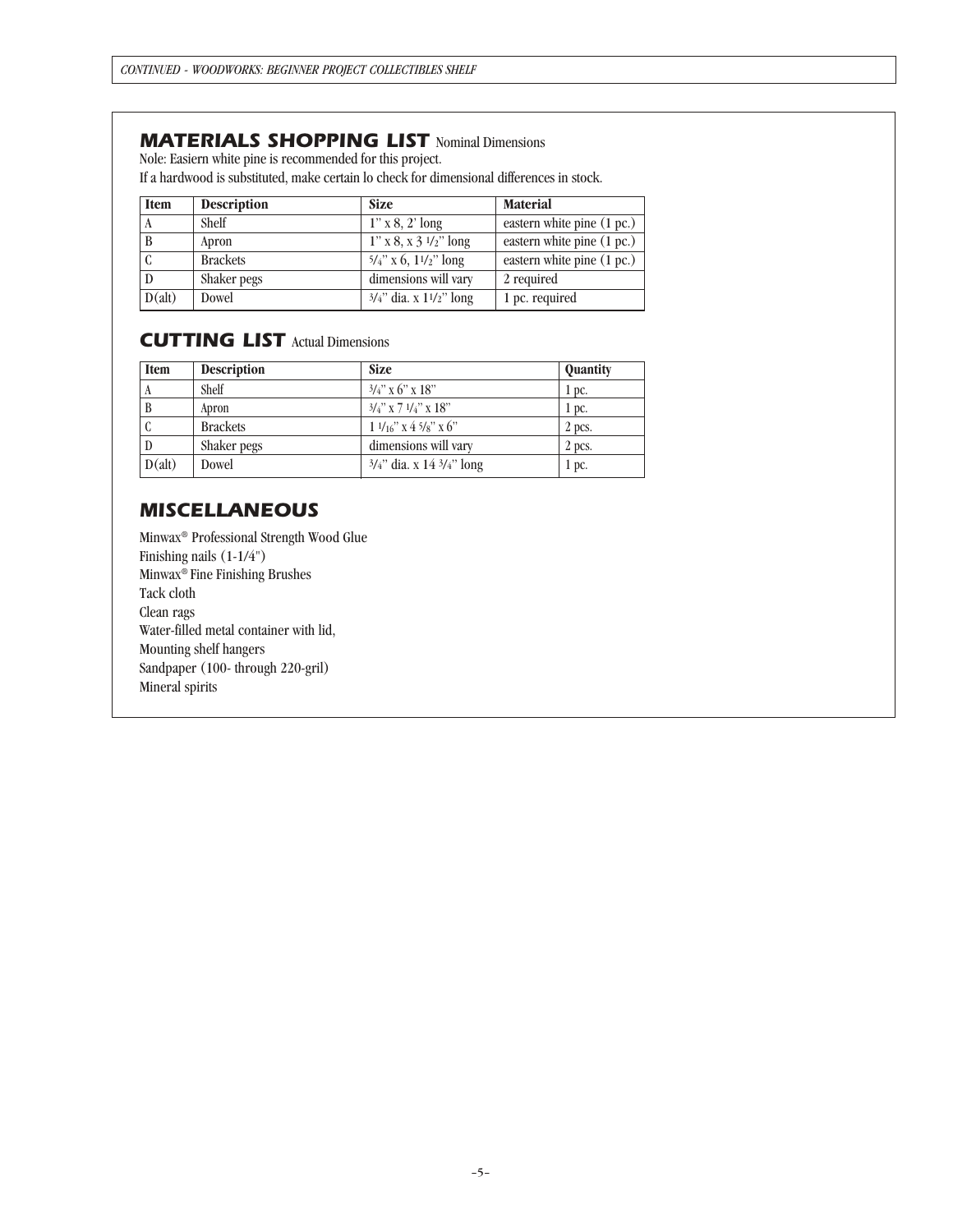## MATERIALS SHOPPING LIST Nominal Dimensions

Nole: Easiern white pine is recommended for this project.
If a hardwood is substituted, make certain lo check for dimensional differences in stock.

| Item | Description | Size | Material |
|---|---|---|---|
| A | Shelf | 1" x 8, 2' long | eastern white pine (1 pc.) |
| B | Apron | 1" x 8, x 3 1/2" long | eastern white pine (1 pc.) |
| C | Brackets | 5/4" x 6, 11/2" long | eastern white pine (1 pc.) |
| D | Shaker pegs | dimensions will vary | 2 required |
| D(alt) | Dowel | 3/4" dia. x 11/2" long | 1 pc. required |

## CUTTING LIST Actual Dimensions

| Item | Description | Size | Quantity |
|---|---|---|---|
| A | Shelf | 3/4" x 6" x 18" | 1 pc. |
| B | Apron | 3/4" x 7 1/4" x 18" | 1 pc. |
| C | Brackets | 1 1/16" x 4 5/8" x 6" | 2 pcs. |
| D | Shaker pegs | dimensions will vary | 2 pcs. |
| D(alt) | Dowel | 3/4" dia. x 14 3/4" long | 1 pc. |

## MISCELLANEOUS

Minwax® Professional Strength Wood Glue
Finishing nails (1-1/4")
Minwax® Fine Finishing Brushes
Tack cloth
Clean rags
Water-filled metal container with lid,
Mounting shelf hangers
Sandpaper (100- through 220-gril)
Mineral spirits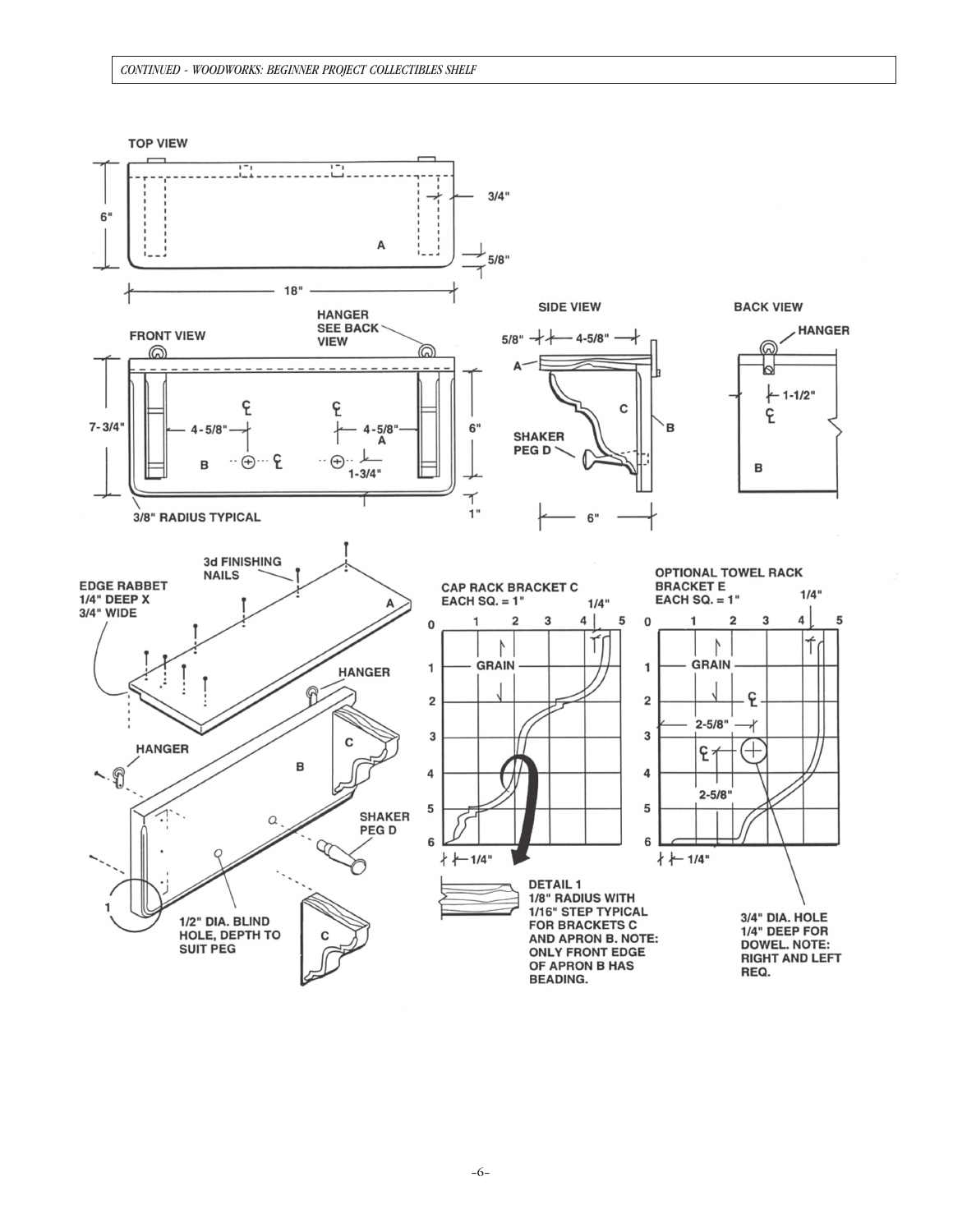TOP VIEW

6"

3/4"

A

5/8"

18"

FRONT VIEW

HANGER SEE BACK VIEW

7-3/4"

4-5/8"

4-5/8"

A

6"

B

1-3/4"

1"

3/8" RADIUS TYPICAL

SIDE VIEW

5/8"

4-5/8"

A

C

B

SHAKER PEG D

6"

BACK VIEW

HANGER

1-1/2"

B

3d FINISHING NAILS

EDGE RABBET 1/4" DEEP X 3/4" WIDE

A

HANGER

HANGER

B

C

SHAKER PEG D

1

1/2" DIA. BLIND HOLE, DEPTH TO SUIT PEG

C

CAP RACK BRACKET C

EACH SQ. = 1"

1/4"

GRAIN

1/4"

DETAIL 1

1/8" RADIUS WITH 1/16" STEP TYPICAL FOR BRACKETS C AND APRON B. NOTE: ONLY FRONT EDGE OF APRON B HAS BEADING.

OPTIONAL TOWEL RACK BRACKET E

EACH SQ. = 1"

1/4"

GRAIN

2-5/8"

2-5/8"

1/4"

3/4" DIA. HOLE 1/4" DEEP FOR DOWEL. NOTE: RIGHT AND LEFT REQ.